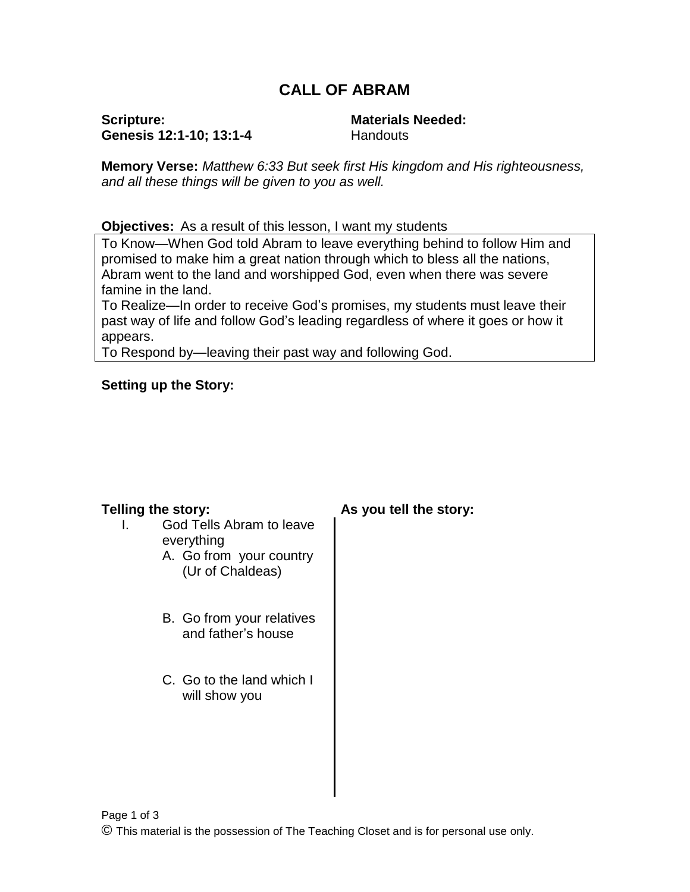# CALL OF ABRAM

**Scripture:**
**Genesis 12:1-10; 13:1-4**

**Materials Needed:**
Handouts

**Memory Verse:** *Matthew 6:33 But seek first His kingdom and His righteousness, and all these things will be given to you as well.*

**Objectives:** As a result of this lesson, I want my students

To Know—When God told Abram to leave everything behind to follow Him and promised to make him a great nation through which to bless all the nations, Abram went to the land and worshipped God, even when there was severe famine in the land.
To Realize—In order to receive God's promises, my students must leave their past way of life and follow God's leading regardless of where it goes or how it appears.
To Respond by—leaving their past way and following God.

**Setting up the Story:**

**Telling the story:**

I. God Tells Abram to leave everything
   A. Go from your country (Ur of Chaldeas)
   B. Go from your relatives and father's house
   C. Go to the land which I will show you

**As you tell the story:**

© This material is the possession of The Teaching Closet and is for personal use only.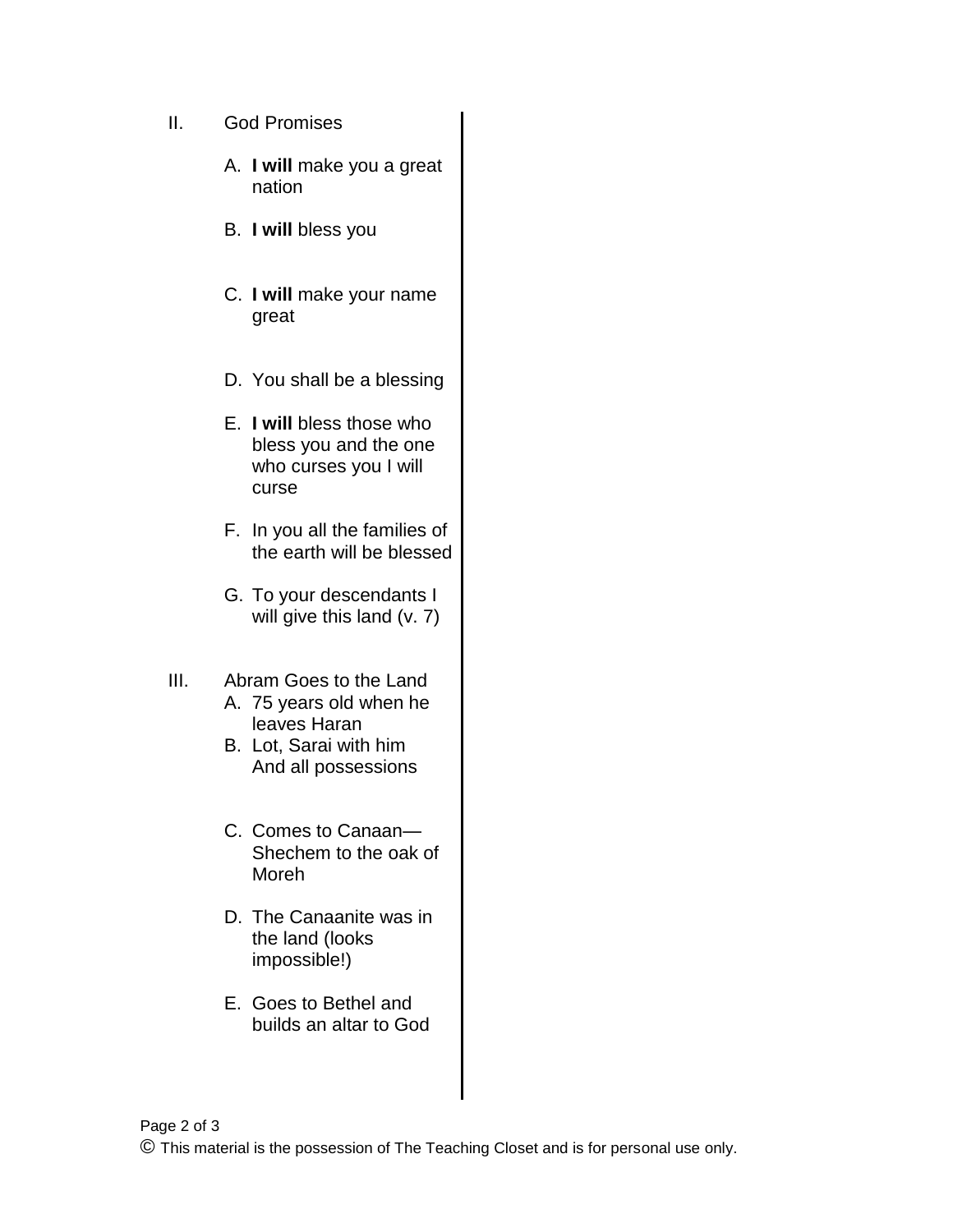II. God Promises

A. **I will** make you a great nation

B. **I will** bless you

C. **I will** make your name great

D. You shall be a blessing

E. **I will** bless those who bless you and the one who curses you I will curse

F. In you all the families of the earth will be blessed

G. To your descendants I will give this land (v. 7)

III. Abram Goes to the Land

A. 75 years old when he leaves Haran

B. Lot, Sarai with him And all possessions

C. Comes to Canaan—Shechem to the oak of Moreh

D. The Canaanite was in the land (looks impossible!)

E. Goes to Bethel and builds an altar to God

© This material is the possession of The Teaching Closet and is for personal use only.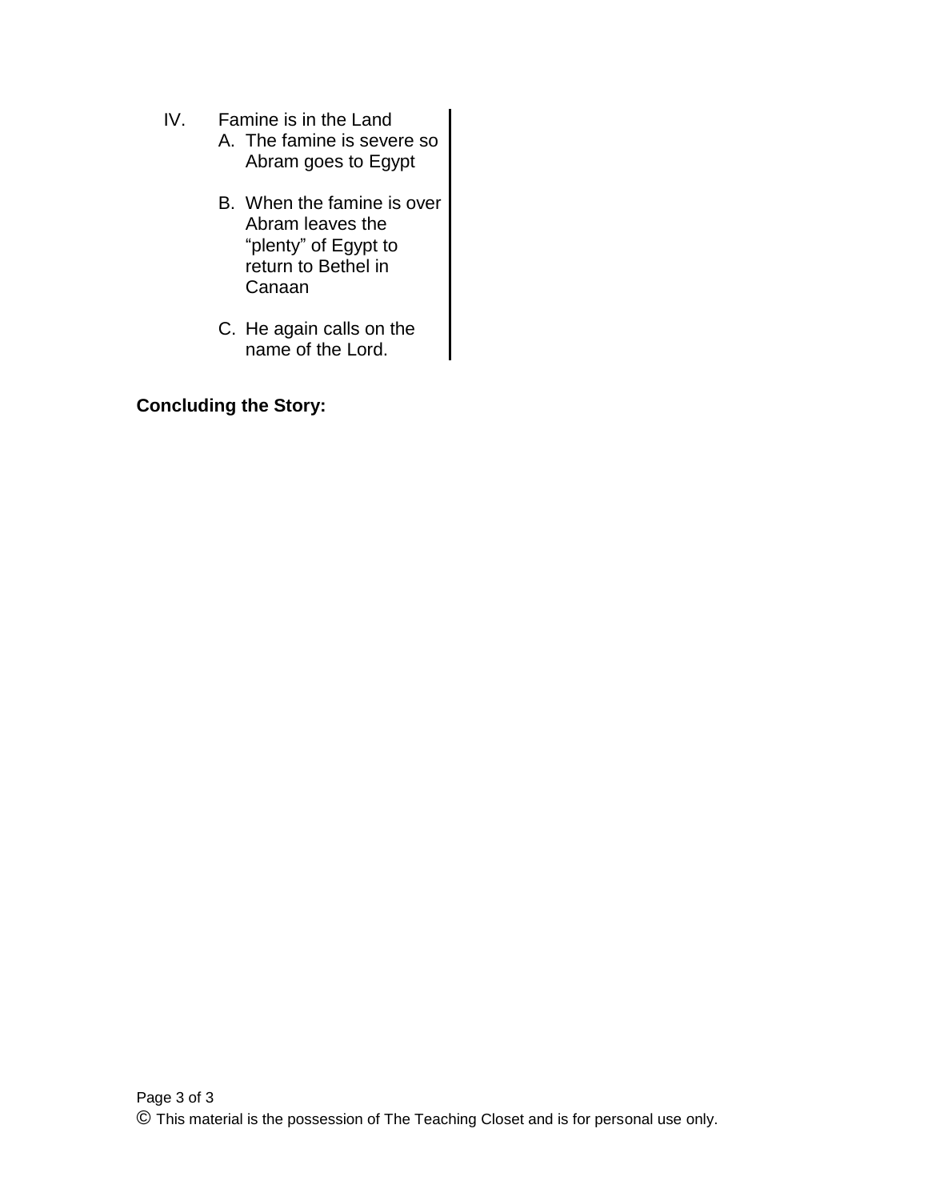IV. Famine is in the Land
   A. The famine is severe so Abram goes to Egypt

   B. When the famine is over Abram leaves the "plenty" of Egypt to return to Bethel in Canaan

   C. He again calls on the name of the Lord.

**Concluding the Story:**

© This material is the possession of The Teaching Closet and is for personal use only.